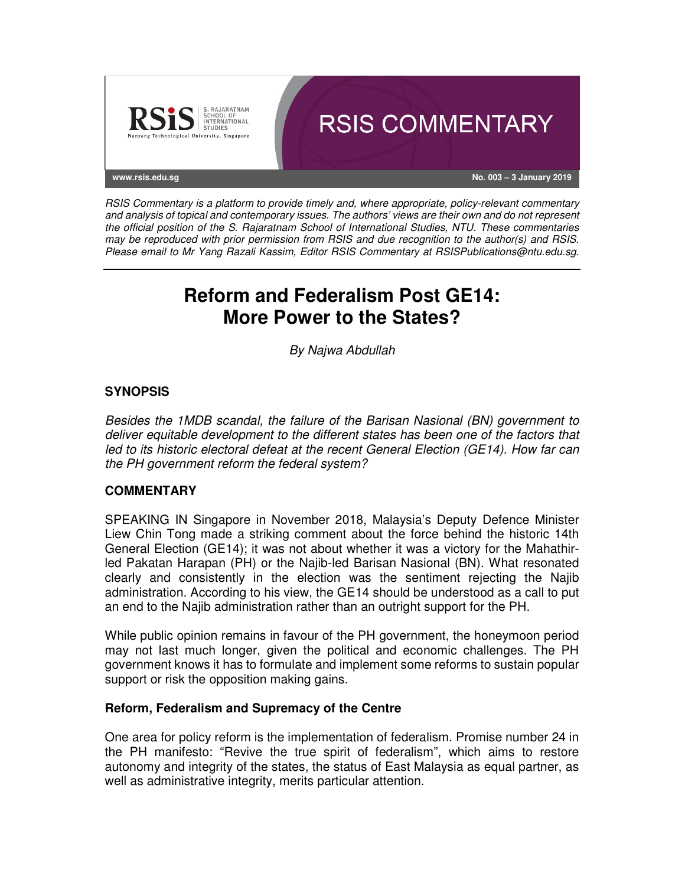RSIS COMMENTARY

www.rsis.edu.sg

No. 003 – 3 January 2019

*RSIS Commentary is a platform to provide timely and, where appropriate, policy-relevant commentary and analysis of topical and contemporary issues. The authors' views are their own and do not represent the official position of the S. Rajaratnam School of International Studies, NTU. These commentaries may be reproduced with prior permission from RSIS and due recognition to the author(s) and RSIS. Please email to Mr Yang Razali Kassim, Editor RSIS Commentary at RSISPublications@ntu.edu.sg.*

# Reform and Federalism Post GE14: More Power to the States?

*By Najwa Abdullah*

## SYNOPSIS

*Besides the 1MDB scandal, the failure of the Barisan Nasional (BN) government to deliver equitable development to the different states has been one of the factors that led to its historic electoral defeat at the recent General Election (GE14). How far can the PH government reform the federal system?*

## COMMENTARY

SPEAKING IN Singapore in November 2018, Malaysia's Deputy Defence Minister Liew Chin Tong made a striking comment about the force behind the historic 14th General Election (GE14); it was not about whether it was a victory for the Mahathir-led Pakatan Harapan (PH) or the Najib-led Barisan Nasional (BN). What resonated clearly and consistently in the election was the sentiment rejecting the Najib administration. According to his view, the GE14 should be understood as a call to put an end to the Najib administration rather than an outright support for the PH.

While public opinion remains in favour of the PH government, the honeymoon period may not last much longer, given the political and economic challenges. The PH government knows it has to formulate and implement some reforms to sustain popular support or risk the opposition making gains.

### Reform, Federalism and Supremacy of the Centre

One area for policy reform is the implementation of federalism. Promise number 24 in the PH manifesto: "Revive the true spirit of federalism", which aims to restore autonomy and integrity of the states, the status of East Malaysia as equal partner, as well as administrative integrity, merits particular attention.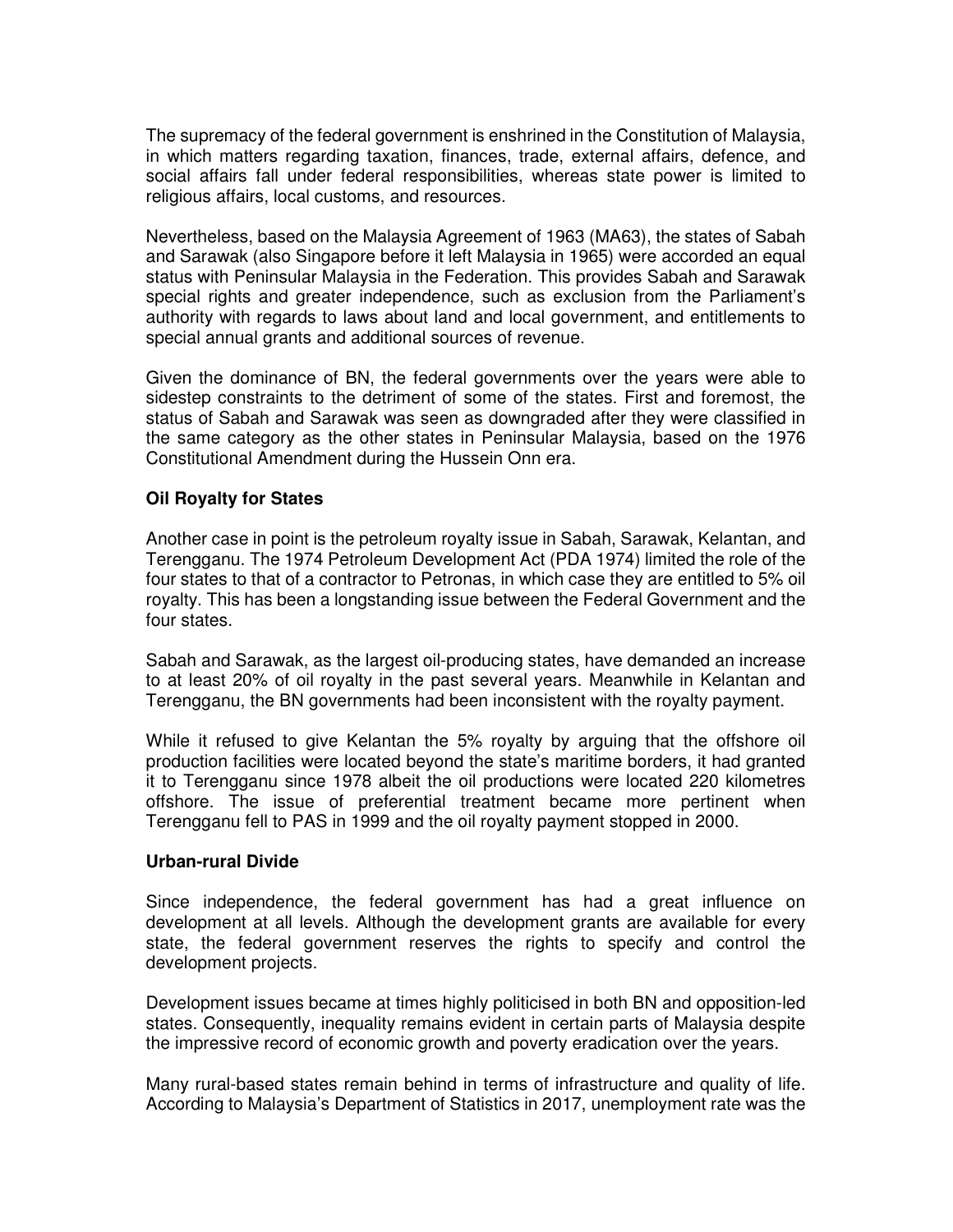The supremacy of the federal government is enshrined in the Constitution of Malaysia, in which matters regarding taxation, finances, trade, external affairs, defence, and social affairs fall under federal responsibilities, whereas state power is limited to religious affairs, local customs, and resources.

Nevertheless, based on the Malaysia Agreement of 1963 (MA63), the states of Sabah and Sarawak (also Singapore before it left Malaysia in 1965) were accorded an equal status with Peninsular Malaysia in the Federation. This provides Sabah and Sarawak special rights and greater independence, such as exclusion from the Parliament's authority with regards to laws about land and local government, and entitlements to special annual grants and additional sources of revenue.

Given the dominance of BN, the federal governments over the years were able to sidestep constraints to the detriment of some of the states. First and foremost, the status of Sabah and Sarawak was seen as downgraded after they were classified in the same category as the other states in Peninsular Malaysia, based on the 1976 Constitutional Amendment during the Hussein Onn era.

**Oil Royalty for States**

Another case in point is the petroleum royalty issue in Sabah, Sarawak, Kelantan, and Terengganu. The 1974 Petroleum Development Act (PDA 1974) limited the role of the four states to that of a contractor to Petronas, in which case they are entitled to 5% oil royalty. This has been a longstanding issue between the Federal Government and the four states.

Sabah and Sarawak, as the largest oil-producing states, have demanded an increase to at least 20% of oil royalty in the past several years. Meanwhile in Kelantan and Terengganu, the BN governments had been inconsistent with the royalty payment.

While it refused to give Kelantan the 5% royalty by arguing that the offshore oil production facilities were located beyond the state's maritime borders, it had granted it to Terengganu since 1978 albeit the oil productions were located 220 kilometres offshore. The issue of preferential treatment became more pertinent when Terengganu fell to PAS in 1999 and the oil royalty payment stopped in 2000.

**Urban-rural Divide**

Since independence, the federal government has had a great influence on development at all levels. Although the development grants are available for every state, the federal government reserves the rights to specify and control the development projects.

Development issues became at times highly politicised in both BN and opposition-led states. Consequently, inequality remains evident in certain parts of Malaysia despite the impressive record of economic growth and poverty eradication over the years.

Many rural-based states remain behind in terms of infrastructure and quality of life. According to Malaysia's Department of Statistics in 2017, unemployment rate was the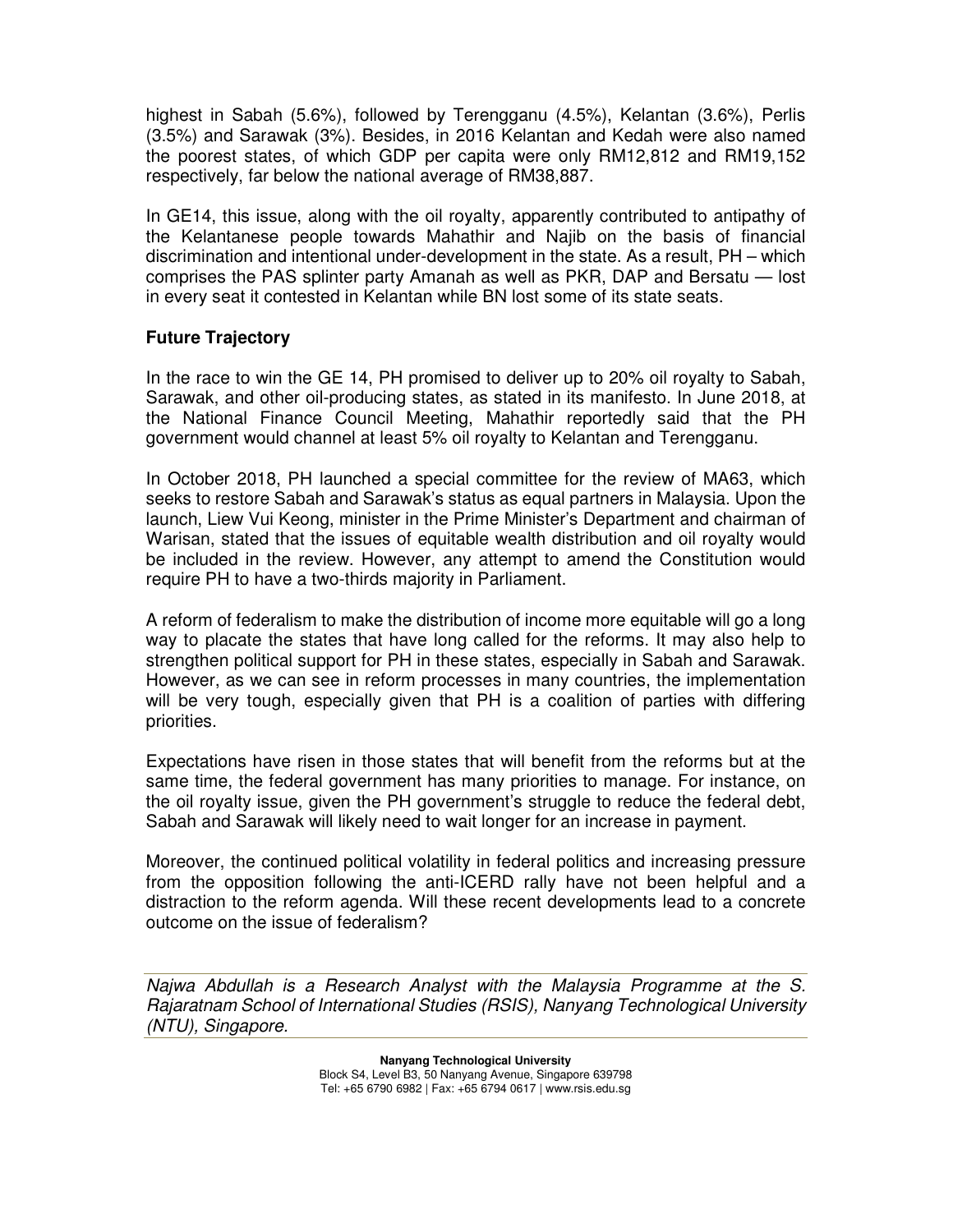highest in Sabah (5.6%), followed by Terengganu (4.5%), Kelantan (3.6%), Perlis (3.5%) and Sarawak (3%). Besides, in 2016 Kelantan and Kedah were also named the poorest states, of which GDP per capita were only RM12,812 and RM19,152 respectively, far below the national average of RM38,887.

In GE14, this issue, along with the oil royalty, apparently contributed to antipathy of the Kelantanese people towards Mahathir and Najib on the basis of financial discrimination and intentional under-development in the state. As a result, PH – which comprises the PAS splinter party Amanah as well as PKR, DAP and Bersatu — lost in every seat it contested in Kelantan while BN lost some of its state seats.

**Future Trajectory**

In the race to win the GE 14, PH promised to deliver up to 20% oil royalty to Sabah, Sarawak, and other oil-producing states, as stated in its manifesto. In June 2018, at the National Finance Council Meeting, Mahathir reportedly said that the PH government would channel at least 5% oil royalty to Kelantan and Terengganu.

In October 2018, PH launched a special committee for the review of MA63, which seeks to restore Sabah and Sarawak's status as equal partners in Malaysia. Upon the launch, Liew Vui Keong, minister in the Prime Minister's Department and chairman of Warisan, stated that the issues of equitable wealth distribution and oil royalty would be included in the review. However, any attempt to amend the Constitution would require PH to have a two-thirds majority in Parliament.

A reform of federalism to make the distribution of income more equitable will go a long way to placate the states that have long called for the reforms. It may also help to strengthen political support for PH in these states, especially in Sabah and Sarawak. However, as we can see in reform processes in many countries, the implementation will be very tough, especially given that PH is a coalition of parties with differing priorities.

Expectations have risen in those states that will benefit from the reforms but at the same time, the federal government has many priorities to manage. For instance, on the oil royalty issue, given the PH government's struggle to reduce the federal debt, Sabah and Sarawak will likely need to wait longer for an increase in payment.

Moreover, the continued political volatility in federal politics and increasing pressure from the opposition following the anti-ICERD rally have not been helpful and a distraction to the reform agenda. Will these recent developments lead to a concrete outcome on the issue of federalism?

*Najwa Abdullah is a Research Analyst with the Malaysia Programme at the S. Rajaratnam School of International Studies (RSIS), Nanyang Technological University (NTU), Singapore.*

**Nanyang Technological University**
Block S4, Level B3, 50 Nanyang Avenue, Singapore 639798
Tel: +65 6790 6982 | Fax: +65 6794 0617 | www.rsis.edu.sg